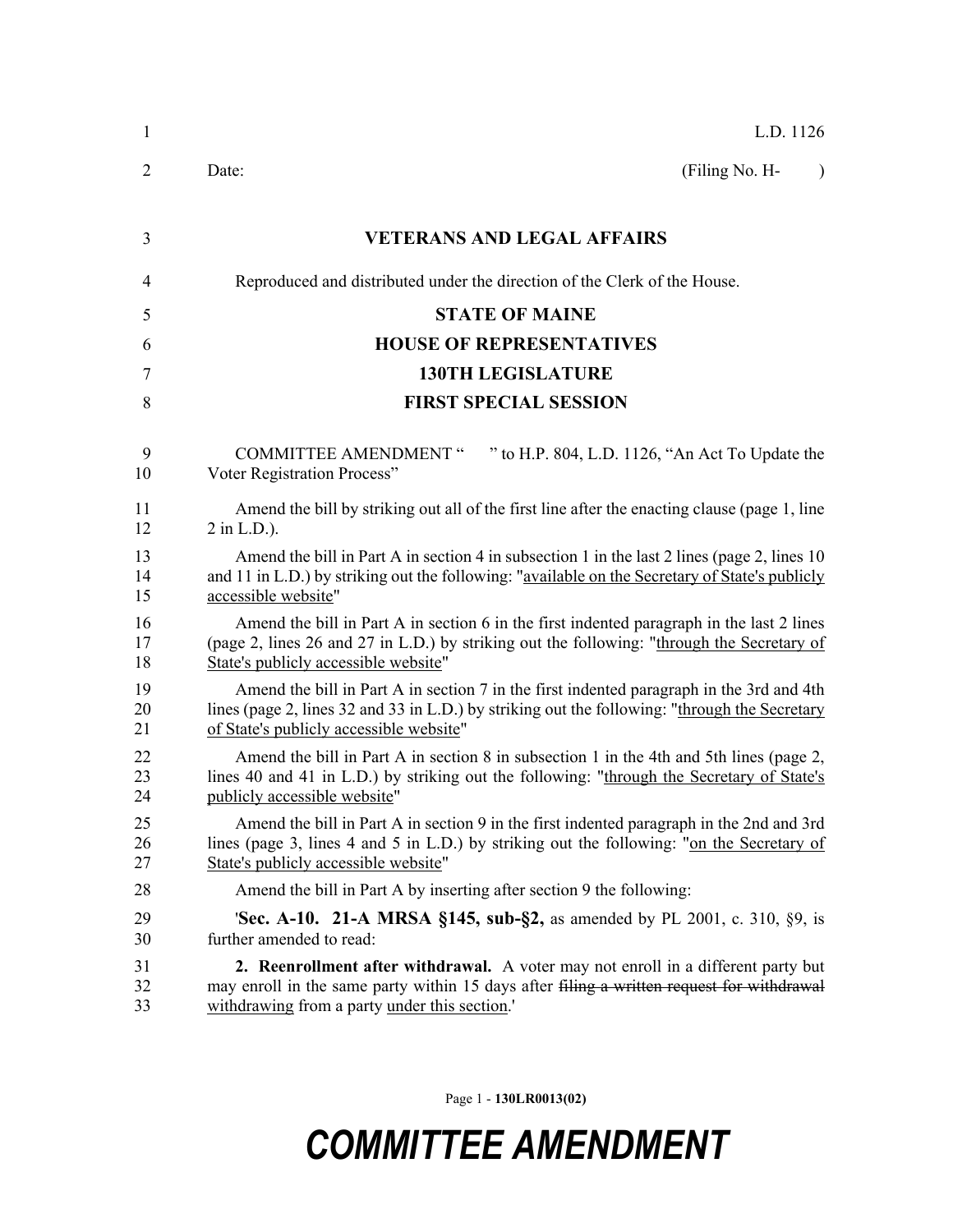L.D. 1126

Date: (Filing No. H- )

**VETERANS AND LEGAL AFFAIRS**

Reproduced and distributed under the direction of the Clerk of the House.

**STATE OF MAINE**

**HOUSE OF REPRESENTATIVES**

**130TH LEGISLATURE**

**FIRST SPECIAL SESSION**

COMMITTEE AMENDMENT " " to H.P. 804, L.D. 1126, "An Act To Update the Voter Registration Process"

Amend the bill by striking out all of the first line after the enacting clause (page 1, line 2 in L.D.).

Amend the bill in Part A in section 4 in subsection 1 in the last 2 lines (page 2, lines 10 and 11 in L.D.) by striking out the following: "<u>available on the Secretary of State's publicly accessible website</u>"

Amend the bill in Part A in section 6 in the first indented paragraph in the last 2 lines (page 2, lines 26 and 27 in L.D.) by striking out the following: "<u>through the Secretary of State's publicly accessible website</u>"

Amend the bill in Part A in section 7 in the first indented paragraph in the 3rd and 4th lines (page 2, lines 32 and 33 in L.D.) by striking out the following: "<u>through the Secretary of State's publicly accessible website</u>"

Amend the bill in Part A in section 8 in subsection 1 in the 4th and 5th lines (page 2, lines 40 and 41 in L.D.) by striking out the following: "<u>through the Secretary of State's publicly accessible website</u>"

Amend the bill in Part A in section 9 in the first indented paragraph in the 2nd and 3rd lines (page 3, lines 4 and 5 in L.D.) by striking out the following: "<u>on the Secretary of State's publicly accessible website</u>"

Amend the bill in Part A by inserting after section 9 the following:

'**Sec. A-10. 21-A MRSA §145, sub-§2,** as amended by PL 2001, c. 310, §9, is further amended to read:

**2. Reenrollment after withdrawal.** A voter may not enroll in a different party but may enroll in the same party within 15 days after ~~filing a written request for withdrawal~~ <u>withdrawing</u> from a party <u>under this section</u>.'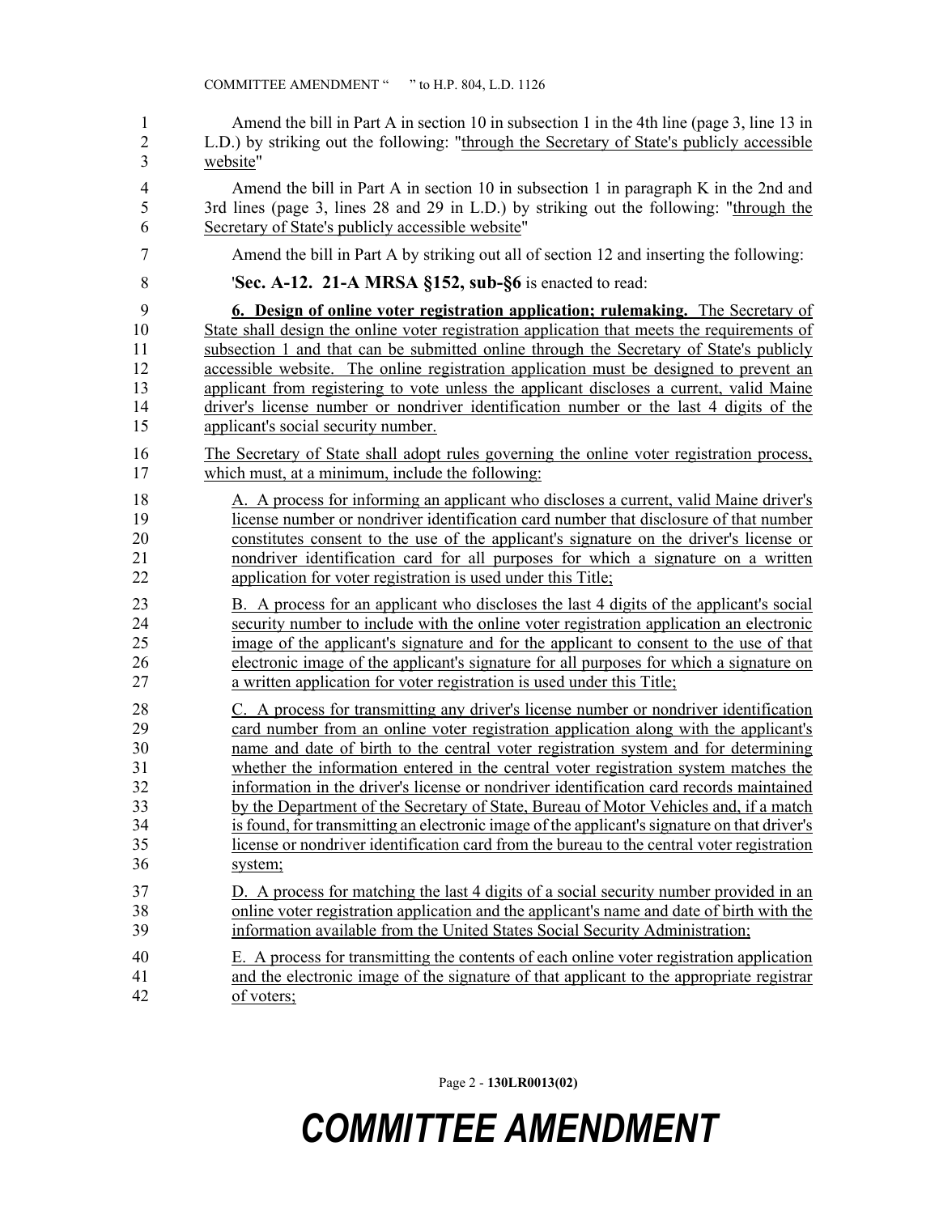Amend the bill in Part A in section 10 in subsection 1 in the 4th line (page 3, line 13 in L.D.) by striking out the following: "through the Secretary of State's publicly accessible website"

Amend the bill in Part A in section 10 in subsection 1 in paragraph K in the 2nd and 3rd lines (page 3, lines 28 and 29 in L.D.) by striking out the following: "through the Secretary of State's publicly accessible website"

Amend the bill in Part A by striking out all of section 12 and inserting the following:

'**Sec. A-12. 21-A MRSA §152, sub-§6** is enacted to read:

**6. Design of online voter registration application; rulemaking.** The Secretary of State shall design the online voter registration application that meets the requirements of subsection 1 and that can be submitted online through the Secretary of State's publicly accessible website. The online registration application must be designed to prevent an applicant from registering to vote unless the applicant discloses a current, valid Maine driver's license number or nondriver identification number or the last 4 digits of the applicant's social security number.

The Secretary of State shall adopt rules governing the online voter registration process, which must, at a minimum, include the following:

A. A process for informing an applicant who discloses a current, valid Maine driver's license number or nondriver identification card number that disclosure of that number constitutes consent to the use of the applicant's signature on the driver's license or nondriver identification card for all purposes for which a signature on a written application for voter registration is used under this Title;

B. A process for an applicant who discloses the last 4 digits of the applicant's social security number to include with the online voter registration application an electronic image of the applicant's signature and for the applicant to consent to the use of that electronic image of the applicant's signature for all purposes for which a signature on a written application for voter registration is used under this Title;

C. A process for transmitting any driver's license number or nondriver identification card number from an online voter registration application along with the applicant's name and date of birth to the central voter registration system and for determining whether the information entered in the central voter registration system matches the information in the driver's license or nondriver identification card records maintained by the Department of the Secretary of State, Bureau of Motor Vehicles and, if a match is found, for transmitting an electronic image of the applicant's signature on that driver's license or nondriver identification card from the bureau to the central voter registration system;

D. A process for matching the last 4 digits of a social security number provided in an online voter registration application and the applicant's name and date of birth with the information available from the United States Social Security Administration;

E. A process for transmitting the contents of each online voter registration application and the electronic image of the signature of that applicant to the appropriate registrar of voters;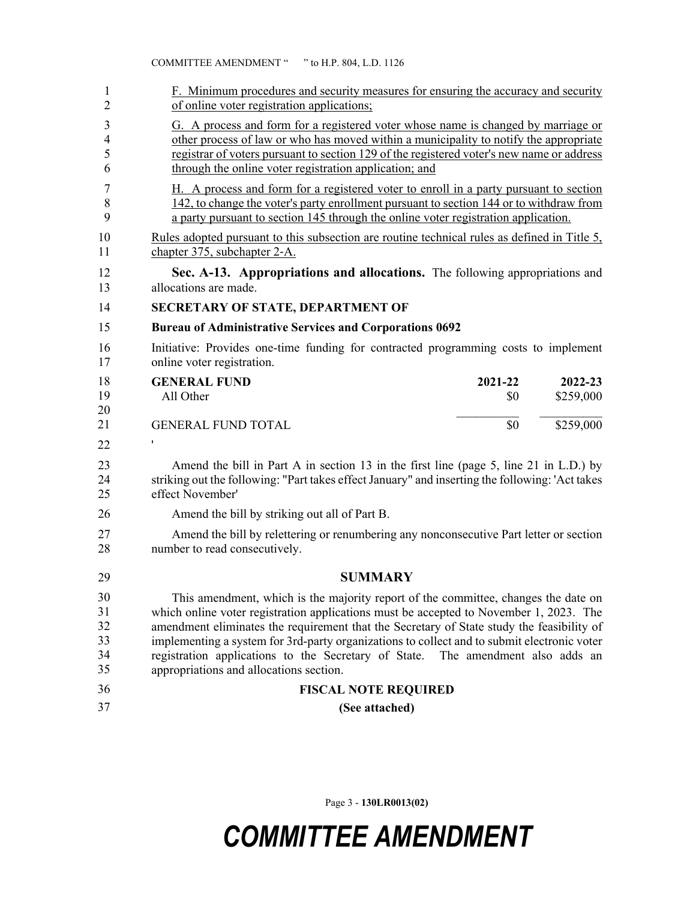F. Minimum procedures and security measures for ensuring the accuracy and security of online voter registration applications;

G. A process and form for a registered voter whose name is changed by marriage or other process of law or who has moved within a municipality to notify the appropriate registrar of voters pursuant to section 129 of the registered voter's new name or address through the online voter registration application; and

H. A process and form for a registered voter to enroll in a party pursuant to section 142, to change the voter's party enrollment pursuant to section 144 or to withdraw from a party pursuant to section 145 through the online voter registration application.

Rules adopted pursuant to this subsection are routine technical rules as defined in Title 5, chapter 375, subchapter 2-A.

**Sec. A-13. Appropriations and allocations.** The following appropriations and allocations are made.

**SECRETARY OF STATE, DEPARTMENT OF**

**Bureau of Administrative Services and Corporations 0692**

Initiative: Provides one-time funding for contracted programming costs to implement online voter registration.

| GENERAL FUND | 2021-22 | 2022-23 |
|---|---|---|
| All Other | $0 | $259,000 |
| GENERAL FUND TOTAL | $0 | $259,000 |

'

Amend the bill in Part A in section 13 in the first line (page 5, line 21 in L.D.) by striking out the following: "Part takes effect January" and inserting the following: 'Act takes effect November'

Amend the bill by striking out all of Part B.

Amend the bill by relettering or renumbering any nonconsecutive Part letter or section number to read consecutively.

## SUMMARY

This amendment, which is the majority report of the committee, changes the date on which online voter registration applications must be accepted to November 1, 2023. The amendment eliminates the requirement that the Secretary of State study the feasibility of implementing a system for 3rd-party organizations to collect and to submit electronic voter registration applications to the Secretary of State. The amendment also adds an appropriations and allocations section.

**FISCAL NOTE REQUIRED**

**(See attached)**